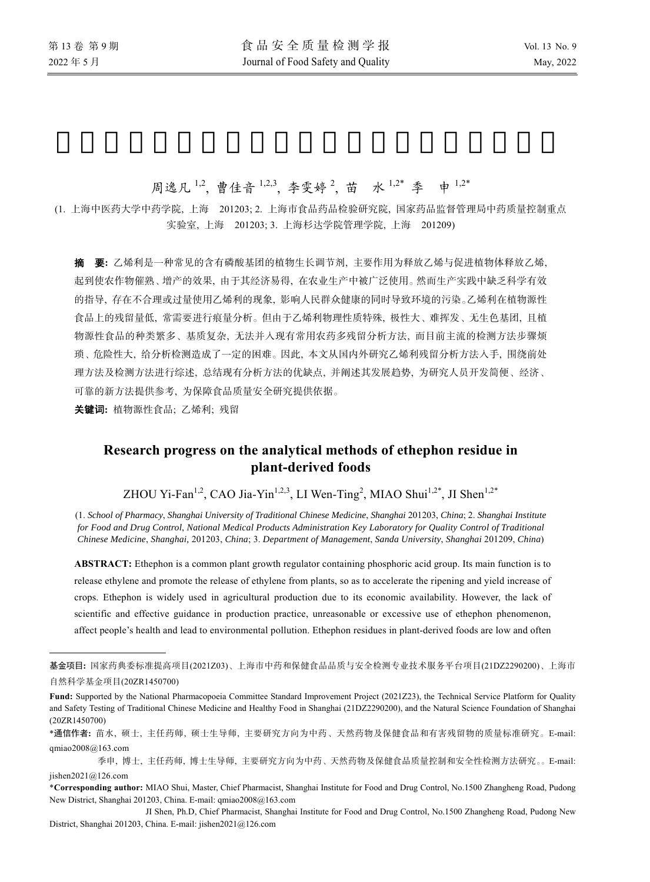周逸凡[1,2], 曹佳音[1,2,3], 李雯婷[2], 苗　水[1,2*] 季　申[1,2*]

(1. 上海中医药大学中药学院, 上海　201203; 2. 上海市食品药品检验研究院, 国家药品监督管理局中药质量控制重点实验室, 上海　201203; 3. 上海杉达学院管理学院, 上海　201209)

**摘　要:** 乙烯利是一种常见的含有磷酸基团的植物生长调节剂, 主要作用为释放乙烯与促进植物体释放乙烯, 起到使农作物催熟、增产的效果, 由于其经济易得, 在农业生产中被广泛使用。然而生产实践中缺乏科学有效的指导, 存在不合理或过量使用乙烯利的现象, 影响人民群众健康的同时导致环境的污染。乙烯利在植物源性食品上的残留量低, 常需要进行痕量分析。但由于乙烯利物理性质特殊, 极性大、难挥发、无生色基团, 且植物源性食品的种类繁多、基质复杂, 无法并入现有常用农药多残留分析方法, 而目前主流的检测方法步骤烦琐、危险性大, 给分析检测造成了一定的困难。因此, 本文从国内外研究乙烯利残留分析方法入手, 围绕前处理方法及检测方法进行综述, 总结现有分析方法的优缺点, 并阐述其发展趋势, 为研究人员开发简便、经济、可靠的新方法提供参考, 为保障食品质量安全研究提供依据。

**关键词:** 植物源性食品; 乙烯利; 残留

# Research progress on the analytical methods of ethephon residue in plant-derived foods

ZHOU Yi-Fan[1,2], CAO Jia-Yin[1,2,3], LI Wen-Ting[2], MIAO Shui[1,2*], JI Shen[1,2*]

(1. *School of Pharmacy*, *Shanghai University of Traditional Chinese Medicine*, *Shanghai* 201203, *China*; 2. *Shanghai Institute for Food and Drug Control*, *National Medical Products Administration Key Laboratory for Quality Control of Traditional Chinese Medicine*, *Shanghai,* 201203, *China*; 3. *Department of Management*, *Sanda University*, *Shanghai* 201209, *China*)

**ABSTRACT:** Ethephon is a common plant growth regulator containing phosphoric acid group. Its main function is to release ethylene and promote the release of ethylene from plants, so as to accelerate the ripening and yield increase of crops. Ethephon is widely used in agricultural production due to its economic availability. However, the lack of scientific and effective guidance in production practice, unreasonable or excessive use of ethephon phenomenon, affect people's health and lead to environmental pollution. Ethephon residues in plant-derived foods are low and often

---

**基金项目:** 国家药典委标准提高项目(2021Z03)、上海市中药和保健食品品质与安全检测专业技术服务平台项目(21DZ2290200)、上海市自然科学基金项目(20ZR1450700)

**Fund:** Supported by the National Pharmacopoeia Committee Standard Improvement Project (2021Z23), the Technical Service Platform for Quality and Safety Testing of Traditional Chinese Medicine and Healthy Food in Shanghai (21DZ2290200), and the Natural Science Foundation of Shanghai (20ZR1450700)

***通信作者:** 苗水, 硕士, 主任药师, 硕士生导师, 主要研究方向为中药、天然药物及保健食品和有害残留物的质量标准研究。E-mail: qmiao2008@163.com

季申, 博士, 主任药师, 博士生导师, 主要研究方向为中药、天然药物及保健食品质量控制和安全性检测方法研究。。E-mail: jishen2021@126.com

***Corresponding author:** MIAO Shui, Master, Chief Pharmacist, Shanghai Institute for Food and Drug Control, No.1500 Zhangheng Road, Pudong New District, Shanghai 201203, China. E-mail: qmiao2008@163.com

JI Shen, Ph.D, Chief Pharmacist, Shanghai Institute for Food and Drug Control, No.1500 Zhangheng Road, Pudong New District, Shanghai 201203, China. E-mail: jishen2021@126.com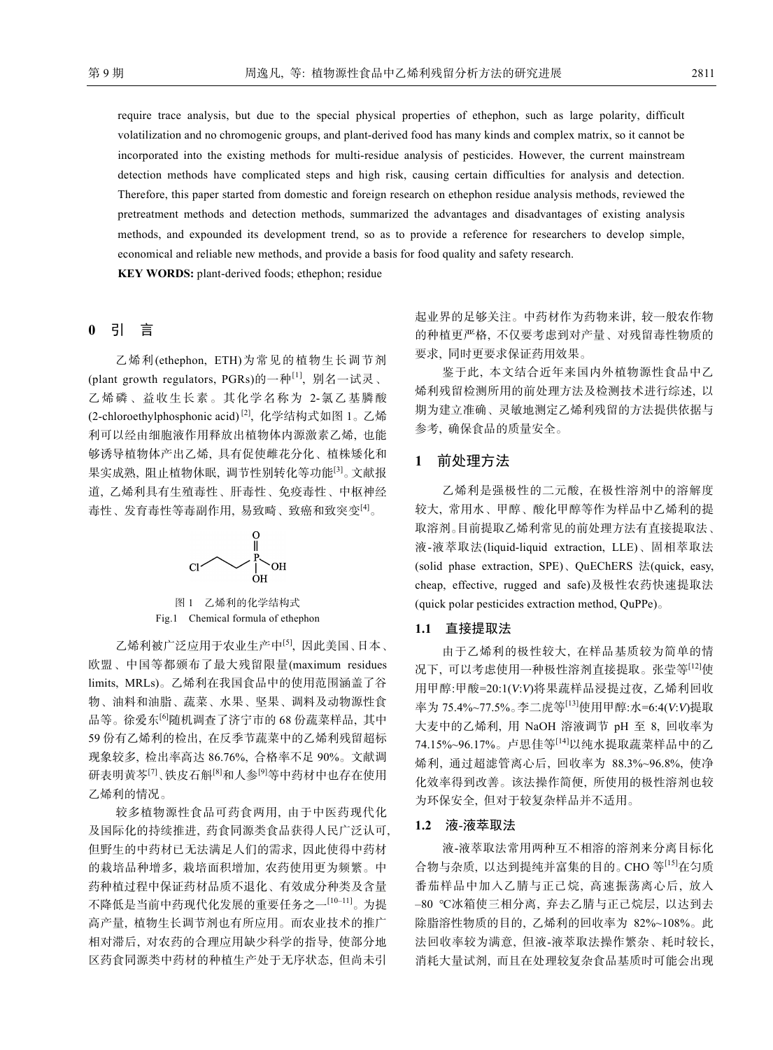require trace analysis, but due to the special physical properties of ethephon, such as large polarity, difficult volatilization and no chromogenic groups, and plant-derived food has many kinds and complex matrix, so it cannot be incorporated into the existing methods for multi-residue analysis of pesticides. However, the current mainstream detection methods have complicated steps and high risk, causing certain difficulties for analysis and detection. Therefore, this paper started from domestic and foreign research on ethephon residue analysis methods, reviewed the pretreatment methods and detection methods, summarized the advantages and disadvantages of existing analysis methods, and expounded its development trend, so as to provide a reference for researchers to develop simple, economical and reliable new methods, and provide a basis for food quality and safety research.

**KEY WORDS:** plant-derived foods; ethephon; residue

## 0 引 言

乙烯利(ethephon, ETH)为常见的植物生长调节剂(plant growth regulators, PGRs)的一种[1], 别名一试灵、乙烯磷、益收生长素。其化学名称为 2-氯乙基膦酸(2-chloroethylphosphonic acid)[2], 化学结构式如图 1。乙烯利可以经由细胞液作用释放出植物体内源激素乙烯, 也能够诱导植物体产出乙烯, 具有促使雌花分化、植株矮化和果实成熟, 阻止植物休眠, 调节性别转化等功能[3]。文献报道, 乙烯利具有生殖毒性、肝毒性、免疫毒性、中枢神经毒性、发育毒性等毒副作用, 易致畸、致癌和致突变[4]。

图 1 乙烯利的化学结构式

Fig.1 Chemical formula of ethephon

乙烯利被广泛应用于农业生产中[5], 因此美国、日本、欧盟、中国等都颁布了最大残留限量(maximum residues limits, MRLs)。乙烯利在我国食品中的使用范围涵盖了谷物、油料和油脂、蔬菜、水果、坚果、调料及动物源性食品等。徐爱东[6]随机调查了济宁市的 68 份蔬菜样品, 其中 59 份有乙烯利的检出, 在反季节蔬菜中的乙烯利残留超标现象较多, 检出率高达 86.76%, 合格率不足 90%。文献调研表明黄芩[7]、铁皮石斛[8]和人参[9]等中药材中也存在使用乙烯利的情况。

较多植物源性食品可药食两用, 由于中医药现代化及国际化的持续推进, 药食同源类食品获得人民广泛认可, 但野生的中药材已无法满足人们的需求, 因此使得中药材的栽培品种增多, 栽培面积增加, 农药使用更为频繁。中药种植过程中保证药材品质不退化、有效成分种类及含量不降低是当前中药现代化发展的重要任务之一[10–11]。为提高产量, 植物生长调节剂也有所应用。而农业技术的推广相对滞后, 对农药的合理应用缺少科学的指导, 使部分地区药食同源类中药材的种植生产处于无序状态, 但尚未引起业界的足够关注。中药材作为药物来讲, 较一般农作物的种植更严格, 不仅要考虑到对产量、对残留毒性物质的要求, 同时更要求保证药用效果。

鉴于此, 本文结合近年来国内外植物源性食品中乙烯利残留检测所用的前处理方法及检测技术进行综述, 以期为建立准确、灵敏地测定乙烯利残留的方法提供依据与参考, 确保食品的质量安全。

## 1 前处理方法

乙烯利是强极性的二元酸, 在极性溶剂中的溶解度较大, 常用水、甲醇、酸化甲醇等作为样品中乙烯利的提取溶剂。目前提取乙烯利常见的前处理方法有直接提取法、液-液萃取法(liquid-liquid extraction, LLE)、固相萃取法(solid phase extraction, SPE)、QuEChERS 法(quick, easy, cheap, effective, rugged and safe)及极性农药快速提取法(quick polar pesticides extraction method, QuPPe)。

### 1.1 直接提取法

由于乙烯利的极性较大, 在样品基质较为简单的情况下, 可以考虑使用一种极性溶剂直接提取。张莹等[12]使用甲醇:甲酸=20:1(*V*:*V*)将果蔬样品浸提过夜, 乙烯利回收率为 75.4%~77.5%。李二虎等[13]使用甲醇:水=6:4(*V*:*V*)提取大麦中的乙烯利, 用 NaOH 溶液调节 pH 至 8, 回收率为 74.15%~96.17%。卢思佳等[14]以纯水提取蔬菜样品中的乙烯利, 通过超滤管离心后, 回收率为 88.3%~96.8%, 使净化效率得到改善。该法操作简便, 所使用的极性溶剂也较为环保安全, 但对于较复杂样品并不适用。

### 1.2 液-液萃取法

液-液萃取法常用两种互不相溶的溶剂来分离目标化合物与杂质, 以达到提纯并富集的目的。CHO 等[15]在匀质番茄样品中加入乙腈与正己烷, 高速振荡离心后, 放入 –80 ℃冰箱使三相分离, 弃去乙腈与正己烷层, 以达到去除脂溶性物质的目的, 乙烯利的回收率为 82%~108%。此法回收率较为满意, 但液-液萃取法操作繁杂、耗时较长, 消耗大量试剂, 而且在处理较复杂食品基质时可能会出现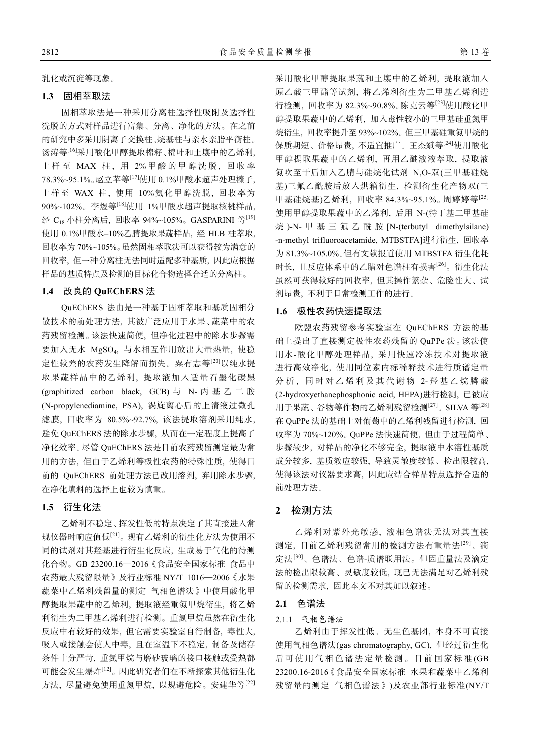乳化或沉淀等现象。

### 1.3 固相萃取法

固相萃取法是一种采用分离柱选择性吸附及选择性洗脱的方式对样品进行富集、分离、净化的方法。在之前的研究中多采用阴离子交换柱、烷基柱与亲水亲脂平衡柱。汤涛等[16]采用酸化甲醇提取棉籽、棉叶和土壤中的乙烯利，上样至 MAX 柱，用 2%甲酸的甲醇洗脱，回收率 78.3%~95.1%。赵立苹等[17]使用 0.1%甲酸水超声处理榛子，上样至 WAX 柱，使用 10%氨化甲醇洗脱，回收率为 90%~102%。李煜等[18]使用 1%甲酸水超声提取核桃样品，经 $C_{18}$ 小柱分离后，回收率 94%~105%。GASPARINI 等[19]使用 0.1%甲酸水-10%乙腈提取果蔬样品，经 HLB 柱萃取，回收率为 70%~105%。虽然固相萃取法可以获得较为满意的回收率，但一种分离柱无法同时适配多种基质，因此应根据样品的基质特点及检测的目标化合物选择合适的分离柱。

### 1.4 改良的 QuEChERS 法

QuEChERS 法由是一种基于固相萃取和基质固相分散技术的前处理方法，其被广泛应用于水果、蔬菜中的农药残留检测。该法快速简便，但净化过程中的除水步骤需要加入无水 $MgSO_4$，与水相互作用放出大量热量，使稳定性较差的农药发生降解而损失。栗有志等[20]以纯水提取果蔬样品中的乙烯利，提取液加入适量石墨化碳黑(graphitized carbon black, GCB)与 N-丙基乙二胺(N-propylenediamine, PSA)，涡旋离心后的上清液过微孔滤膜，回收率为 80.5%~92.7%，该法提取溶剂采用纯水，避免 QuEChERS 法的除水步骤，从而在一定程度上提高了净化效率。尽管 QuEChERS 法是目前农药残留测定最为常用的方法，但由于乙烯利等极性农药的特殊性质，使得目前的 QuEChERS 前处理方法已改用溶剂，弃用除水步骤，在净化填料的选择上也较为慎重。

### 1.5 衍生化法

乙烯利不稳定、挥发性低的特点决定了其直接进入常规仪器时响应值低[21]。现有乙烯利的衍生化方法为使用不同的试剂对其羟基进行衍生化反应，生成易于气化的待测化合物。GB 23200.16—2016《食品安全国家标准 食品中农药最大残留限量》及行业标准 NY/T 1016—2006《水果蔬菜中乙烯利残留量的测定 气相色谱法》中使用酸化甲醇提取果蔬中的乙烯利，提取液经重氮甲烷衍生，将乙烯利衍生为二甲基乙烯利进行检测。重氮甲烷虽然在衍生化反应中有较好的效果，但它需要实验室自行制备，毒性大，吸入或接触会使人中毒，且在室温下不稳定，制备及储存条件十分严苛，重氮甲烷与磨砂玻璃的接口接触或受热都可能会发生爆炸[12]。因此研究者们在不断探索其他衍生化方法，尽量避免使用重氮甲烷，以规避危险。安建华等[22]采用酸化甲醇提取果蔬和土壤中的乙烯利，提取液加入原乙酸三甲酯等试剂，将乙烯利衍生为二甲基乙烯利进行检测，回收率为 82.3%~90.8%。陈克云等[23]使用酸化甲醇提取果蔬中的乙烯利，加入毒性较小的三甲基硅重氮甲烷衍生，回收率提升至 93%~102%。但三甲基硅重氮甲烷的保质期短、价格昂贵，不适宜推广。王杰斌等[24]使用酸化甲醇提取果蔬中的乙烯利，再用乙醚液液萃取，提取液氮吹至干后加入乙腈与硅烷化试剂 N,O-双(三甲基硅烷基)三氟乙酰胺后放入烘箱衍生，检测衍生化产物双(三甲基硅烷基)乙烯利，回收率 84.3%~95.1%。周婷婷等[25]使用甲醇提取果蔬中的乙烯利，后用 N-(特丁基二甲基硅烷)-N-甲基三氟乙酰胺 [N-(terbutyl dimethylsilane)-n-methyl trifluoroacetamide, MTBSTFA]进行衍生，回收率为 81.3%~105.0%。但有文献报道使用 MTBSTFA 衍生化耗时长，且反应体系中的乙腈对色谱柱有损害[26]。衍生化法虽然可获得较好的回收率，但其操作繁杂、危险性大、试剂昂贵，不利于日常检测工作的进行。

### 1.6 极性农药快速提取法

欧盟农药残留参考实验室在 QuEChERS 方法的基础上提出了直接测定极性农药残留的 QuPPe 法。该法使用水-酸化甲醇处理样品，采用快速冷冻技术对提取液进行高效净化，使用同位素内标稀释技术进行质谱定量分析，同时对乙烯利及其代谢物 2-羟基乙烷膦酸(2-hydroxyethanephosphonic acid, HEPA)进行检测，已被应用于果蔬、谷物等作物的乙烯利残留检测[27]。SILVA 等[28]在 QuPPe 法的基础上对葡萄中的乙烯利残留进行检测，回收率为 70%~120%。QuPPe 法快速简便，但由于过程简单、步骤较少，对样品的净化不够完全，提取液中水溶性基质成分较多，基质效应较强，导致灵敏度较低、检出限较高，使得该法对仪器要求高，因此应结合样品特点选择合适的前处理方法。

## 2 检测方法

乙烯利对紫外光敏感，液相色谱法无法对其直接测定，目前乙烯利残留常用的检测方法有重量法[29]、滴定法[30]、色谱法、色谱-质谱联用法。但因重量法及滴定法的检出限较高、灵敏度较低，现已无法满足对乙烯利残留的检测需求，因此本文不对其加以叙述。

### 2.1 色谱法

#### 2.1.1 气相色谱法

乙烯利由于挥发性低、无生色基团，本身不可直接使用气相色谱法(gas chromatography, GC)，但经过衍生化后可使用气相色谱法定量检测。目前国家标准(GB 23200.16-2016《食品安全国家标准 水果和蔬菜中乙烯利残留量的测定 气相色谱法》)及农业部行业标准(NY/T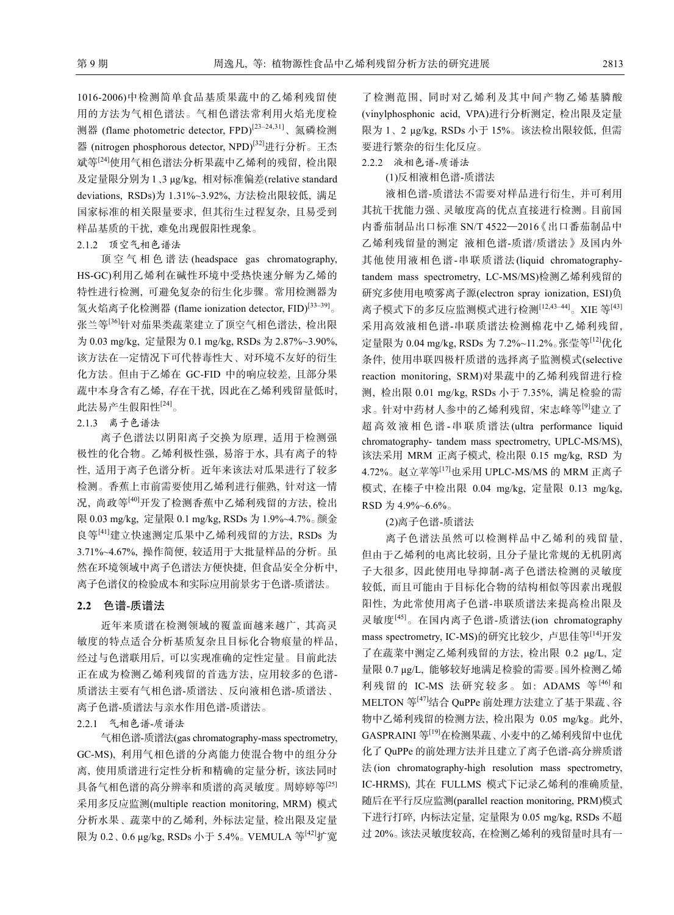1016-2006)中检测简单食品基质果蔬中的乙烯利残留使用的方法为气相色谱法。气相色谱法常利用火焰光度检测器 (flame photometric detector, FPD)[23–24,31]、氮磷检测器 (nitrogen phosphorous detector, NPD)[32]进行分析。王杰斌等[24]使用气相色谱法分析果蔬中乙烯利的残留, 检出限及定量限分别为 1、3 μg/kg, 相对标准偏差(relative standard deviations, RSDs)为 1.31%~3.92%, 方法检出限较低, 满足国家标准的相关限量要求, 但其衍生过程复杂, 且易受到样品基质的干扰, 难免出现假阳性现象。

#### 2.1.2 顶空气相色谱法

顶空气相色谱法(headspace gas chromatography, HS-GC)利用乙烯利在碱性环境中受热快速分解为乙烯的特性进行检测, 可避免复杂的衍生化步骤。常用检测器为氢火焰离子化检测器 (flame ionization detector, FID)[33–39]。张兰等[36]针对茄果类蔬菜建立了顶空气相色谱法, 检出限为 0.03 mg/kg, 定量限为 0.1 mg/kg, RSDs 为 2.87%~3.90%, 该方法在一定情况下可代替毒性大、对环境不友好的衍生化方法。但由于乙烯在 GC-FID 中的响应较差, 且部分果蔬中本身含有乙烯, 存在干扰, 因此在乙烯利残留量低时, 此法易产生假阳性[24]。

#### 2.1.3 离子色谱法

离子色谱法以阴阳离子交换为原理, 适用于检测强极性的化合物。乙烯利极性强, 易溶于水, 具有离子的特性, 适用于离子色谱分析。近年来该法对瓜果进行了较多检测。香蕉上市前需要使用乙烯利进行催熟, 针对这一情况, 尚政等[40]开发了检测香蕉中乙烯利残留的方法, 检出限 0.03 mg/kg, 定量限 0.1 mg/kg, RSDs 为 1.9%~4.7%。颜金良等[41]建立快速测定瓜果中乙烯利残留的方法, RSDs 为 3.71%~4.67%, 操作简便, 较适用于大批量样品的分析。虽然在环境领域中离子色谱法方便快捷, 但食品安全分析中, 离子色谱仪的检验成本和实际应用前景劣于色谱-质谱法。

### 2.2 色谱-质谱法

近年来质谱在检测领域的覆盖面越来越广, 其高灵敏度的特点适合分析基质复杂且目标化合物痕量的样品, 经过与色谱联用后, 可以实现准确的定性定量。目前此法正在成为检测乙烯利残留的首选方法, 应用较多的色谱-质谱法主要有气相色谱-质谱法、反向液相色谱-质谱法、离子色谱-质谱法与亲水作用色谱-质谱法。

#### 2.2.1 气相色谱-质谱法

气相色谱-质谱法(gas chromatography-mass spectrometry, GC-MS), 利用气相色谱的分离能力使混合物中的组分分离, 使用质谱进行定性分析和精确的定量分析, 该法同时具备气相色谱的高分辨率和质谱的高灵敏度。周婷婷等[25]采用多反应监测(multiple reaction monitoring, MRM) 模式分析水果、蔬菜中的乙烯利, 外标法定量, 检出限及定量限为 0.2、0.6 μg/kg, RSDs 小于 5.4%。VEMULA 等[42]扩宽了检测范围, 同时对乙烯利及其中间产物乙烯基膦酸(vinylphosphonic acid, VPA)进行分析测定, 检出限及定量限为 1、2 μg/kg, RSDs 小于 15%。该法检出限较低, 但需要进行繁杂的衍生化反应。

#### 2.2.2 液相色谱-质谱法

(1)反相液相色谱-质谱法

液相色谱-质谱法不需要对样品进行衍生, 并可利用其抗干扰能力强、灵敏度高的优点直接进行检测。目前国内番茄制品出口标准 SN/T 4522—2016《出口番茄制品中乙烯利残留量的测定 液相色谱-质谱/质谱法》及国内外其他使用液相色谱-串联质谱法(liquid chromatography-tandem mass spectrometry, LC-MS/MS)检测乙烯利残留的研究多使用电喷雾离子源(electron spray ionization, ESI)负离子模式下的多反应监测模式进行检测[12,43–44]。XIE 等[43]采用高效液相色谱-串联质谱法检测棉花中乙烯利残留, 定量限为 0.04 mg/kg, RSDs 为 7.2%~11.2%。张莹等[12]优化条件, 使用串联四极杆质谱的选择离子监测模式(selective reaction monitoring, SRM)对果蔬中的乙烯利残留进行检测, 检出限 0.01 mg/kg, RSDs 小于 7.35%, 满足检验的需求。针对中药材人参中的乙烯利残留, 宋志峰等[9]建立了超高效液相色谱-串联质谱法(ultra performance liquid chromatography- tandem mass spectrometry, UPLC-MS/MS), 该法采用 MRM 正离子模式, 检出限 0.15 mg/kg, RSD 为 4.72%。赵立苹等[17]也采用 UPLC-MS/MS 的 MRM 正离子模式, 在榛子中检出限 0.04 mg/kg, 定量限 0.13 mg/kg, RSD 为 4.9%~6.6%。

(2)离子色谱-质谱法

离子色谱法虽然可以检测样品中乙烯利的残留量, 但由于乙烯利的电离比较弱, 且分子量比常规的无机阴离子大很多, 因此使用电导抑制-离子色谱法检测的灵敏度较低, 而且可能由于目标化合物的结构相似等因素出现假阳性, 为此常使用离子色谱-串联质谱法来提高检出限及灵敏度[45]。在国内离子色谱-质谱法(ion chromatography mass spectrometry, IC-MS)的研究比较少, 卢思佳等[14]开发了在蔬菜中测定乙烯利残留的方法, 检出限 0.2 μg/L, 定量限 0.7 μg/L, 能够较好地满足检验的需要。国外检测乙烯利残留的 IC-MS 法研究较多。如: ADAMS 等[46]和 MELTON 等[47]结合 QuPPe 前处理方法建立了基于果蔬、谷物中乙烯利残留的检测方法, 检出限为 0.05 mg/kg。此外, GASPRAINI 等[19]在检测果蔬、小麦中的乙烯利残留中也优化了 QuPPe 的前处理方法并且建立了离子色谱-高分辨质谱法(ion chromatography-high resolution mass spectrometry, IC-HRMS), 其在 FULLMS 模式下记录乙烯利的准确质量, 随后在平行反应监测(parallel reaction monitoring, PRM)模式下进行打碎, 内标法定量, 定量限为 0.05 mg/kg, RSDs 不超过 20%。该法灵敏度较高, 在检测乙烯利的残留量时具有一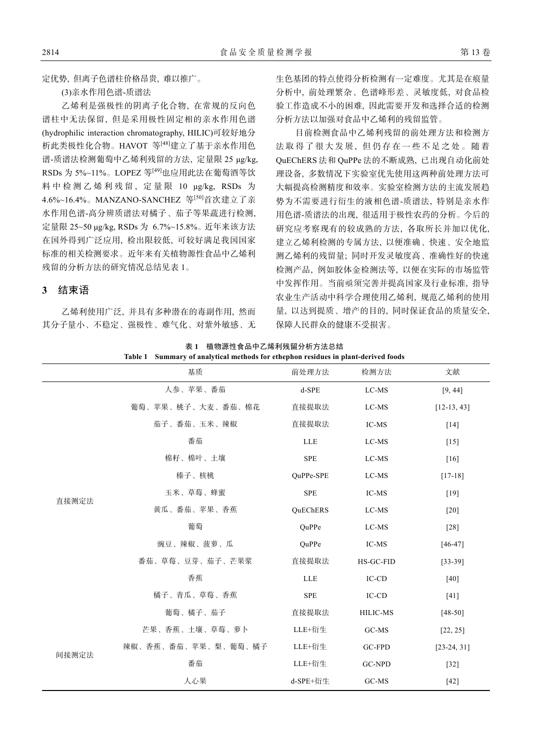定优势, 但离子色谱柱价格昂贵, 难以推广。

(3)亲水作用色谱-质谱法

乙烯利是强极性的阴离子化合物, 在常规的反向色谱柱中无法保留, 但是采用极性固定相的亲水作用色谱(hydrophilic interaction chromatography, HILIC)可较好地分析此类极性化合物。HAVOT 等[48]建立了基于亲水作用色谱-质谱法检测葡萄中乙烯利残留的方法, 定量限 25 μg/kg, RSDs 为 5%~11%。LOPEZ 等[49]也应用此法在葡萄酒等饮料中检测乙烯利残留, 定量限 10 μg/kg, RSDs 为 4.6%~16.4%。MANZANO-SANCHEZ 等[50]首次建立了亲水作用色谱-高分辨质谱法对橘子、茄子等果蔬进行检测, 定量限 25~50 μg/kg, RSDs 为 6.7%~15.8%。近年来该方法在国外得到广泛应用, 检出限较低, 可较好满足我国国家标准的相关检测要求。近年来有关植物源性食品中乙烯利残留的分析方法的研究情况总结见表 1。

## 3 结束语

乙烯利使用广泛, 并具有多种潜在的毒副作用, 然而其分子量小、不稳定、强极性、难气化、对紫外敏感、无生色基团的特点使得分析检测有一定难度。尤其是在痕量分析中, 前处理繁杂、色谱峰形差、灵敏度低, 对食品检验工作造成不小的困难, 因此需要开发和选择合适的检测分析方法以加强对食品中乙烯利的残留监管。

目前检测食品中乙烯利残留的前处理方法和检测方法取得了很大发展, 但仍存在一些不足之处。随着 QuEChERS 法和 QuPPe 法的不断成熟, 已出现自动化前处理设备, 多数情况下实验室优先使用这两种前处理方法可大幅提高检测精度和效率。实验室检测方法的主流发展趋势为不需要进行衍生的液相色谱-质谱法, 特别是亲水作用色谱-质谱法的出现, 很适用于极性农药的分析。今后的研究应考察现有的较成熟的方法, 各取所长并加以优化, 建立乙烯利检测的专属方法, 以便准确、快速、安全地监测乙烯利的残留量; 同时开发灵敏度高、准确性好的快速检测产品, 例如胶体金检测法等, 以便在实际的市场监管中发挥作用。当前亟须完善并提高国家及行业标准, 指导农业生产活动中科学合理使用乙烯利, 规范乙烯利的使用量, 以达到提质、增产的目的, 同时保证食品的质量安全, 保障人民群众的健康不受损害。

**表 1　植物源性食品中乙烯利残留分析方法总结**

**Table 1　Summary of analytical methods for ethephon residues in plant-derived foods**

| | 基质 | 前处理方法 | 检测方法 | 文献 |
|---|---|---|---|---|
| 直接测定法 | 人参、苹果、番茄 | d-SPE | LC-MS | [9, 44] |
| | 葡萄、苹果、桃子、大麦、番茄、棉花 | 直接提取法 | LC-MS | [12-13, 43] |
| | 茄子、番茄、玉米、辣椒 | 直接提取法 | IC-MS | [14] |
| | 番茄 | LLE | LC-MS | [15] |
| | 棉籽、棉叶、土壤 | SPE | LC-MS | [16] |
| | 榛子、核桃 | QuPPe-SPE | LC-MS | [17-18] |
| | 玉米、草莓、蜂蜜 | SPE | IC-MS | [19] |
| | 黄瓜、番茄、苹果、香蕉 | QuEChERS | LC-MS | [20] |
| | 葡萄 | QuPPe | LC-MS | [28] |
| | 豌豆、辣椒、菠萝、瓜 | QuPPe | IC-MS | [46-47] |
| | 番茄、草莓、豆芽、茄子、芒果浆 | 直接提取法 | HS-GC-FID | [33-39] |
| | 香蕉 | LLE | IC-CD | [40] |
| | 橘子、青瓜、草莓、香蕉 | SPE | IC-CD | [41] |
| | 葡萄、橘子、茄子 | 直接提取法 | HILIC-MS | [48-50] |
| 间接测定法 | 芒果、香蕉、土壤、草莓、萝卜 | LLE+衍生 | GC-MS | [22, 25] |
| | 辣椒、香蕉、番茄、苹果、梨、葡萄、橘子 | LLE+衍生 | GC-FPD | [23-24, 31] |
| | 番茄 | LLE+衍生 | GC-NPD | [32] |
| | 人心果 | d-SPE+衍生 | GC-MS | [42] |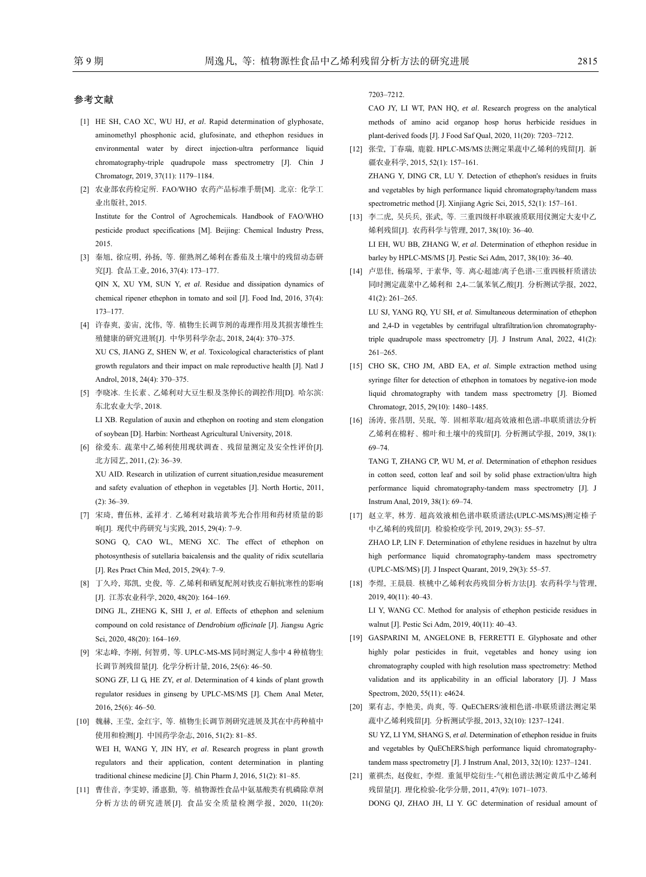## 参考文献

[1] HE SH, CAO XC, WU HJ, *et al*. Rapid determination of glyphosate, aminomethyl phosphonic acid, glufosinate, and ethephon residues in environmental water by direct injection-ultra performance liquid chromatography-triple quadrupole mass spectrometry [J]. Chin J Chromatogr, 2019, 37(11): 1179–1184.

[2] 农业部农药检定所. FAO/WHO 农药产品标准手册[M]. 北京: 化学工业出版社, 2015.
Institute for the Control of Agrochemicals. Handbook of FAO/WHO pesticide product specifications [M]. Beijing: Chemical Industry Press, 2015.

[3] 秦旭, 徐应明, 孙扬, 等. 催熟剂乙烯利在番茄及土壤中的残留动态研究[J]. 食品工业, 2016, 37(4): 173–177.
QIN X, XU YM, SUN Y, *et al*. Residue and dissipation dynamics of chemical ripener ethephon in tomato and soil [J]. Food Ind, 2016, 37(4): 173–177.

[4] 许春爽, 姜宙, 沈伟, 等. 植物生长调节剂的毒理作用及其损害雄性生殖健康的研究进展[J]. 中华男科学杂志, 2018, 24(4): 370–375.
XU CS, JIANG Z, SHEN W, *et al*. Toxicological characteristics of plant growth regulators and their impact on male reproductive health [J]. Natl J Androl, 2018, 24(4): 370–375.

[5] 李晓冰. 生长素、乙烯利对大豆生根及茎伸长的调控作用[D]. 哈尔滨: 东北农业大学, 2018.
LI XB. Regulation of auxin and ethephon on rooting and stem elongation of soybean [D]. Harbin: Northeast Agricultural University, 2018.

[6] 徐爱东. 蔬菜中乙烯利使用现状调查、残留量测定及安全性评价[J]. 北方园艺, 2011, (2): 36–39.
XU AID. Research in utilization of current situation,residue measurement and safety evaluation of ethephon in vegetables [J]. North Hortic, 2011, (2): 36–39.

[7] 宋琦, 曹伍林, 孟祥才. 乙烯利对栽培黄芩光合作用和药材质量的影响[J]. 现代中药研究与实践, 2015, 29(4): 7–9.
SONG Q, CAO WL, MENG XC. The effect of ethephon on photosynthesis of sutellaria baicalensis and the quality of ridix scutellaria [J]. Res Pract Chin Med, 2015, 29(4): 7–9.

[8] 丁久玲, 郑凯, 史俊, 等. 乙烯利和硒复配剂对铁皮石斛抗寒性的影响[J]. 江苏农业科学, 2020, 48(20): 164–169.
DING JL, ZHENG K, SHI J, *et al*. Effects of ethephon and selenium compound on cold resistance of *Dendrobium officinale* [J]. Jiangsu Agric Sci, 2020, 48(20): 164–169.

[9] 宋志峰, 李刚, 何智勇, 等. UPLC-MS-MS 同时测定人参中 4 种植物生长调节剂残留量[J]. 化学分析计量, 2016, 25(6): 46–50.
SONG ZF, LI G, HE ZY, *et al*. Determination of 4 kinds of plant growth regulator residues in ginseng by UPLC-MS/MS [J]. Chem Anal Meter, 2016, 25(6): 46–50.

[10] 魏赫, 王莹, 金红宇, 等. 植物生长调节剂研究进展及其在中药种植中使用和检测[J]. 中国药学杂志, 2016, 51(2): 81–85.
WEI H, WANG Y, JIN HY, *et al*. Research progress in plant growth regulators and their application, content determination in planting traditional chinese medicine [J]. Chin Pharm J, 2016, 51(2): 81–85.

[11] 曹佳音, 李雯婷, 潘惠勤, 等. 植物源性食品中氨基酸类有机磷除草剂分析方法的研究进展[J]. 食品安全质量检测学报, 2020, 11(20): 7203–7212.
CAO JY, LI WT, PAN HQ, *et al*. Research progress on the analytical methods of amino acid organop hosp horus herbicide residues in plant-derived foods [J]. J Food Saf Qual, 2020, 11(20): 7203–7212.

[12] 张莹, 丁春瑞, 鹿毅. HPLC-MS/MS 法测定果蔬中乙烯利的残留[J]. 新疆农业科学, 2015, 52(1): 157–161.
ZHANG Y, DING CR, LU Y. Detection of ethephon's residues in fruits and vegetables by high performance liquid chromatography/tandem mass spectrometric method [J]. Xinjiang Agric Sci, 2015, 52(1): 157–161.

[13] 李二虎, 吴兵兵, 张武, 等. 三重四级杆串联液质联用仪测定大麦中乙烯利残留[J]. 农药科学与管理, 2017, 38(10): 36–40.
LI EH, WU BB, ZHANG W, *et al*. Determination of ethephon residue in barley by HPLC-MS/MS [J]. Pestic Sci Adm, 2017, 38(10): 36–40.

[14] 卢思佳, 杨瑞琴, 于素华, 等. 离心超滤/离子色谱-三重四极杆质谱法同时测定蔬菜中乙烯利和 2,4-二氯苯氧乙酸[J]. 分析测试学报, 2022, 41(2): 261–265.
LU SJ, YANG RQ, YU SH, *et al*. Simultaneous determination of ethephon and 2,4-D in vegetables by centrifugal ultrafiltration/ion chromatography-triple quadrupole mass spectrometry [J]. J Instrum Anal, 2022, 41(2): 261–265.

[15] CHO SK, CHO JM, ABD EA, *et al*. Simple extraction method using syringe filter for detection of ethephon in tomatoes by negative-ion mode liquid chromatography with tandem mass spectrometry [J]. Biomed Chromatogr, 2015, 29(10): 1480–1485.

[16] 汤涛, 张昌朋, 吴珉, 等. 固相萃取/超高效液相色谱-串联质谱法分析乙烯利在棉籽、棉叶和土壤中的残留[J]. 分析测试学报, 2019, 38(1): 69–74.
TANG T, ZHANG CP, WU M, *et al*. Determination of ethephon residues in cotton seed, cotton leaf and soil by solid phase extraction/ultra high performance liquid chromatography-tandem mass spectrometry [J]. J Instrum Anal, 2019, 38(1): 69–74.

[17] 赵立苹, 林芳. 超高效液相色谱串联质谱法(UPLC-MS/MS)测定榛子中乙烯利的残留[J]. 检验检疫学刊, 2019, 29(3): 55–57.
ZHAO LP, LIN F. Determination of ethylene residues in hazelnut by ultra high performance liquid chromatography-tandem mass spectrometry (UPLC-MS/MS) [J]. J Inspect Quarant, 2019, 29(3): 55–57.

[18] 李煜, 王晨晨. 核桃中乙烯利农药残留分析方法[J]. 农药科学与管理, 2019, 40(11): 40–43.
LI Y, WANG CC. Method for analysis of ethephon pesticide residues in walnut [J]. Pestic Sci Adm, 2019, 40(11): 40–43.

[19] GASPARINI M, ANGELONE B, FERRETTI E. Glyphosate and other highly polar pesticides in fruit, vegetables and honey using ion chromatography coupled with high resolution mass spectrometry: Method validation and its applicability in an official laboratory [J]. J Mass Spectrom, 2020, 55(11): e4624.

[20] 粟有志, 李艳美, 尚爽, 等. QuEChERS/液相色谱-串联质谱法测定果蔬中乙烯利残留[J]. 分析测试学报, 2013, 32(10): 1237–1241.
SU YZ, LI YM, SHANG S, *et al*. Determination of ethephon residue in fruits and vegetables by QuEChERS/high performance liquid chromatography-tandem mass spectrometry [J]. J Instrum Anal, 2013, 32(10): 1237–1241.

[21] 董祺杰, 赵俊虹, 李煜. 重氮甲烷衍生-气相色谱法测定黄瓜中乙烯利残留量[J]. 理化检验-化学分册, 2011, 47(9): 1071–1073.
DONG QJ, ZHAO JH, LI Y. GC determination of residual amount of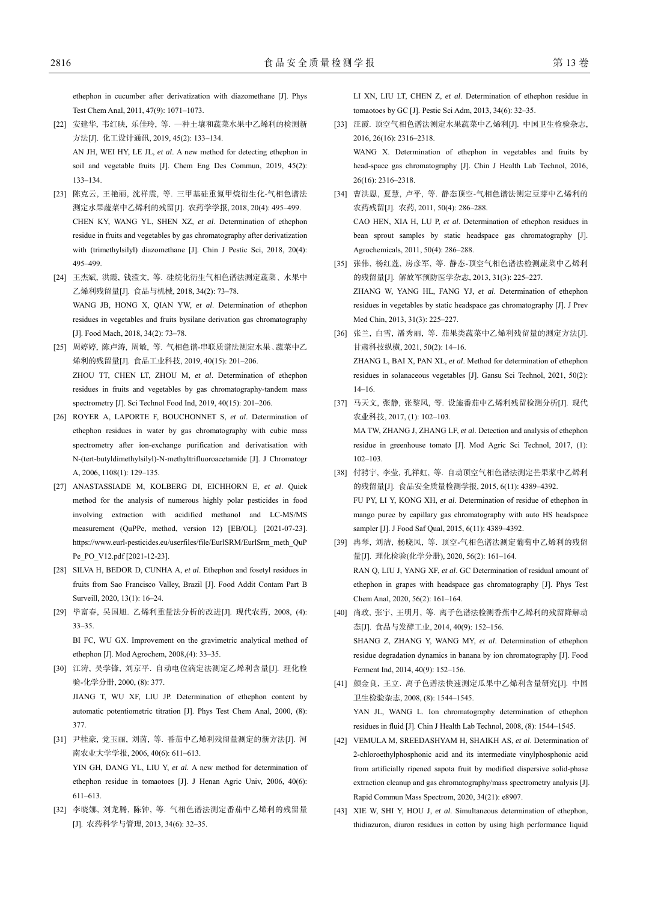ethephon in cucumber after derivatization with diazomethane [J]. Phys Test Chem Anal, 2011, 47(9): 1071–1073.

[22] 安建华, 韦红映, 乐佳玲, 等. 一种土壤和蔬菜水果中乙烯利的检测新方法[J]. 化工设计通讯, 2019, 45(2): 133–134.
AN JH, WEI HY, LE JL, *et al*. A new method for detecting ethephon in soil and vegetable fruits [J]. Chem Eng Des Commun, 2019, 45(2): 133–134.

[23] 陈克云, 王艳丽, 沈祥震, 等. 三甲基硅重氮甲烷衍生化-气相色谱法测定水果蔬菜中乙烯利的残留[J]. 农药学学报, 2018, 20(4): 495–499.
CHEN KY, WANG YL, SHEN XZ, *et al*. Determination of ethephon residue in fruits and vegetables by gas chromatography after derivatization with (trimethylsilyl) diazomethane [J]. Chin J Pestic Sci, 2018, 20(4): 495–499.

[24] 王杰斌, 洪霞, 钱滢文, 等. 硅烷化衍生气相色谱法测定蔬菜、水果中乙烯利残留量[J]. 食品与机械, 2018, 34(2): 73–78.
WANG JB, HONG X, QIAN YW, *et al*. Determination of ethephon residues in vegetables and fruits bysilane derivation gas chromatography [J]. Food Mach, 2018, 34(2): 73–78.

[25] 周婷婷, 陈卢涛, 周敏, 等. 气相色谱-串联质谱法测定水果、蔬菜中乙烯利的残留量[J]. 食品工业科技, 2019, 40(15): 201–206.
ZHOU TT, CHEN LT, ZHOU M, *et al*. Determination of ethephon residues in fruits and vegetables by gas chromatography-tandem mass spectrometry [J]. Sci Technol Food Ind, 2019, 40(15): 201–206.

[26] ROYER A, LAPORTE F, BOUCHONNET S, *et al*. Determination of ethephon residues in water by gas chromatography with cubic mass spectrometry after ion-exchange purification and derivatisation with N-(tert-butyldimethylsilyl)-N-methyltrifluoroacetamide [J]. J Chromatogr A, 2006, 1108(1): 129–135.

[27] ANASTASSIADE M, KOLBERG DI, EICHHORN E, *et al*. Quick method for the analysis of numerous highly polar pesticides in food involving extraction with acidified methanol and LC-MS/MS measurement (QuPPe, method, version 12) [EB/OL]. [2021-07-23]. https://www.eurl-pesticides.eu/userfiles/file/EurlSRM/EurlSrm_meth_QuPPe_PO_V12.pdf [2021-12-23].

[28] SILVA H, BEDOR D, CUNHA A, *et al*. Ethephon and fosetyl residues in fruits from Sao Francisco Valley, Brazil [J]. Food Addit Contam Part B Surveill, 2020, 13(1): 16–24.

[29] 毕富春, 吴国旭. 乙烯利重量法分析的改进[J]. 现代农药, 2008, (4): 33–35.
BI FC, WU GX. Improvement on the gravimetric analytical method of ethephon [J]. Mod Agrochem, 2008,(4): 33–35.

[30] 江涛, 吴学锋, 刘京平. 自动电位滴定法测定乙烯利含量[J]. 理化检验-化学分册, 2000, (8): 377.
JIANG T, WU XF, LIU JP. Determination of ethephon content by automatic potentiometric titration [J]. Phys Test Chem Anal, 2000, (8): 377.

[31] 尹桂豪, 党玉丽, 刘茵, 等. 番茄中乙烯利残留量测定的新方法[J]. 河南农业大学学报, 2006, 40(6): 611–613.
YIN GH, DANG YL, LIU Y, *et al*. A new method for determination of ethephon residue in tomaotoes [J]. J Henan Agric Univ, 2006, 40(6): 611–613.

[32] 李晓娜, 刘龙腾, 陈钟, 等. 气相色谱法测定番茄中乙烯利的残留量[J]. 农药科学与管理, 2013, 34(6): 32–35.
LI XN, LIU LT, CHEN Z, *et al*. Determination of ethephon residue in tomaotoes by GC [J]. Pestic Sci Adm, 2013, 34(6): 32–35.

[33] 汪霞. 顶空气相色谱法测定水果蔬菜中乙烯利[J]. 中国卫生检验杂志, 2016, 26(16): 2316–2318.
WANG X. Determination of ethephon in vegetables and fruits by head-space gas chromatography [J]. Chin J Health Lab Technol, 2016, 26(16): 2316–2318.

[34] 曹洪恩, 夏慧, 卢平, 等. 静态顶空-气相色谱法测定豆芽中乙烯利的农药残留[J]. 农药, 2011, 50(4): 286–288.
CAO HEN, XIA H, LU P, *et al*. Determination of ethephon residues in bean sprout samples by static headspace gas chromatography [J]. Agrochemicals, 2011, 50(4): 286–288.

[35] 张伟, 杨红莲, 房彦军, 等. 静态-顶空气相色谱法检测蔬菜中乙烯利的残留量[J]. 解放军预防医学杂志, 2013, 31(3): 225–227.
ZHANG W, YANG HL, FANG YJ, *et al*. Determination of ethephon residues in vegetables by static headspace gas chromatography [J]. J Prev Med Chin, 2013, 31(3): 225–227.

[36] 张兰, 白雪, 潘秀丽, 等. 茄果类蔬菜中乙烯利残留量的测定方法[J]. 甘肃科技纵横, 2021, 50(2): 14–16.
ZHANG L, BAI X, PAN XL, *et al*. Method for determination of ethephon residues in solanaceous vegetables [J]. Gansu Sci Technol, 2021, 50(2): 14–16.

[37] 马天文, 张静, 张黎凤, 等. 设施番茄中乙烯利残留检测分析[J]. 现代农业科技, 2017, (1): 102–103.
MA TW, ZHANG J, ZHANG LF, *et al*. Detection and analysis of ethephon residue in greenhouse tomato [J]. Mod Agric Sci Technol, 2017, (1): 102–103.

[38] 付骋宇, 李莹, 孔祥虹, 等. 自动顶空气相色谱法测定芒果浆中乙烯利的残留量[J]. 食品安全质量检测学报, 2015, 6(11): 4389–4392.
FU PY, LI Y, KONG XH, *et al*. Determination of residue of ethephon in mango puree by capillary gas chromatography with auto HS headspace sampler [J]. J Food Saf Qual, 2015, 6(11): 4389–4392.

[39] 冉琴, 刘洁, 杨晓凤, 等. 顶空-气相色谱法测定葡萄中乙烯利的残留量[J]. 理化检验(化学分册), 2020, 56(2): 161–164.
RAN Q, LIU J, YANG XF, *et al*. GC Determination of residual amount of ethephon in grapes with headspace gas chromatography [J]. Phys Test Chem Anal, 2020, 56(2): 161–164.

[40] 尚政, 张宇, 王明月, 等. 离子色谱法检测香蕉中乙烯利的残留降解动态[J]. 食品与发酵工业, 2014, 40(9): 152–156.
SHANG Z, ZHANG Y, WANG MY, *et al*. Determination of ethephon residue degradation dynamics in banana by ion chromatography [J]. Food Ferment Ind, 2014, 40(9): 152–156.

[41] 颜金良, 王立. 离子色谱法快速测定瓜果中乙烯利含量研究[J]. 中国卫生检验杂志, 2008, (8): 1544–1545.
YAN JL, WANG L. Ion chromatography determination of ethephon residues in fluid [J]. Chin J Health Lab Technol, 2008, (8): 1544–1545.

[42] VEMULA M, SREEDASHYAM H, SHAIKH AS, *et al*. Determination of 2-chloroethylphosphonic acid and its intermediate vinylphosphonic acid from artificially ripened sapota fruit by modified dispersive solid-phase extraction cleanup and gas chromatography/mass spectrometry analysis [J]. Rapid Commun Mass Spectrom, 2020, 34(21): e8907.

[43] XIE W, SHI Y, HOU J, *et al*. Simultaneous determination of ethephon, thidiazuron, diuron residues in cotton by using high performance liquid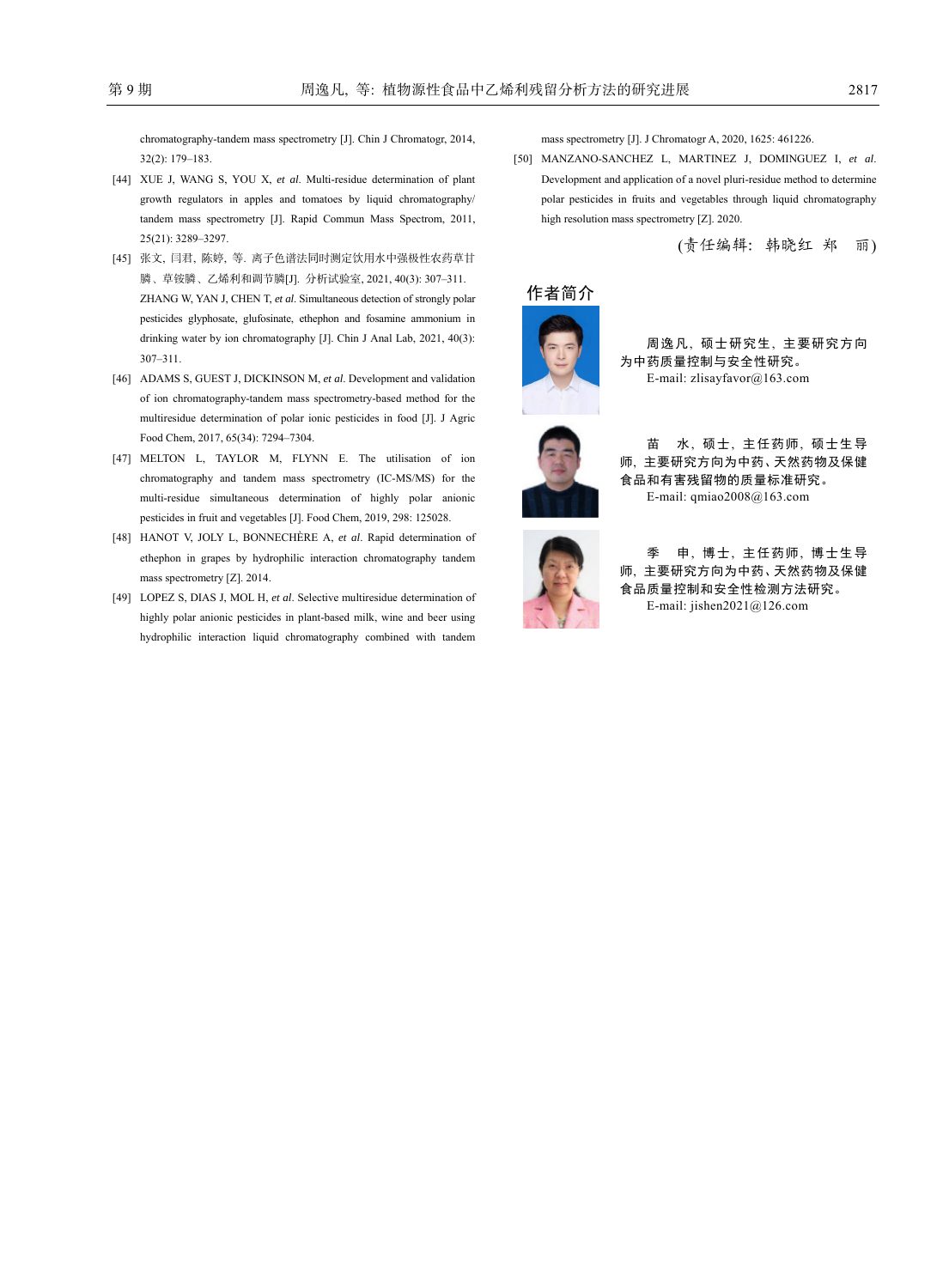chromatography-tandem mass spectrometry [J]. Chin J Chromatogr, 2014, 32(2): 179–183.

[44] XUE J, WANG S, YOU X, *et al*. Multi-residue determination of plant growth regulators in apples and tomatoes by liquid chromatography/ tandem mass spectrometry [J]. Rapid Commun Mass Spectrom, 2011, 25(21): 3289–3297.

[45] 张文, 闫君, 陈婷, 等. 离子色谱法同时测定饮用水中强极性农药草甘膦、草铵膦、乙烯利和调节膦[J]. 分析试验室, 2021, 40(3): 307–311.
ZHANG W, YAN J, CHEN T, *et al*. Simultaneous detection of strongly polar pesticides glyphosate, glufosinate, ethephon and fosamine ammonium in drinking water by ion chromatography [J]. Chin J Anal Lab, 2021, 40(3): 307–311.

[46] ADAMS S, GUEST J, DICKINSON M, *et al*. Development and validation of ion chromatography-tandem mass spectrometry-based method for the multiresidue determination of polar ionic pesticides in food [J]. J Agric Food Chem, 2017, 65(34): 7294–7304.

[47] MELTON L, TAYLOR M, FLYNN E. The utilisation of ion chromatography and tandem mass spectrometry (IC-MS/MS) for the multi-residue simultaneous determination of highly polar anionic pesticides in fruit and vegetables [J]. Food Chem, 2019, 298: 125028.

[48] HANOT V, JOLY L, BONNECHÈRE A, *et al*. Rapid determination of ethephon in grapes by hydrophilic interaction chromatography tandem mass spectrometry [Z]. 2014.

[49] LOPEZ S, DIAS J, MOL H, *et al*. Selective multiresidue determination of highly polar anionic pesticides in plant-based milk, wine and beer using hydrophilic interaction liquid chromatography combined with tandem mass spectrometry [J]. J Chromatogr A, 2020, 1625: 461226.

[50] MANZANO-SANCHEZ L, MARTINEZ J, DOMINGUEZ I, *et al*. Development and application of a novel pluri-residue method to determine polar pesticides in fruits and vegetables through liquid chromatography high resolution mass spectrometry [Z]. 2020.

(责任编辑: 韩晓红 郑 丽)

## 作者简介

周逸凡, 硕士研究生, 主要研究方向为中药质量控制与安全性研究。
E-mail: zlisayfavor@163.com

苗 水, 硕士, 主任药师, 硕士生导师, 主要研究方向为中药、天然药物及保健食品和有害残留物的质量标准研究。
E-mail: qmiao2008@163.com

季 申, 博士, 主任药师, 博士生导师, 主要研究方向为中药、天然药物及保健食品质量控制和安全性检测方法研究。
E-mail: jishen2021@126.com